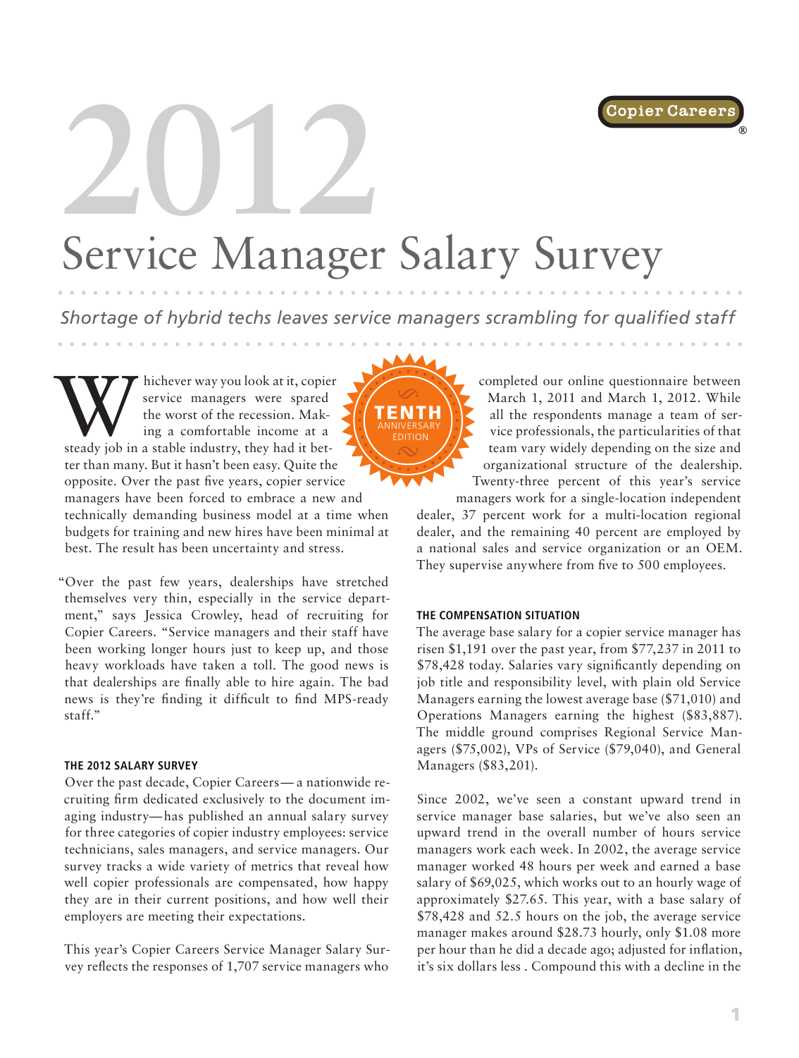# 2012

# Service Manager Salary Survey

*Shortage of hybrid techs leaves service managers scrambling for qualified staff*

Whichever way you look at it, copier service managers were spared the worst of the recession. Making a comfortable income at a steady job in a stable industry, they had it better than many. But it hasn't been easy. Quite the opposite. Over the past five years, copier service managers have been forced to embrace a new and technically demanding business model at a time when budgets for training and new hires have been minimal at best. The result has been uncertainty and stress.

"Over the past few years, dealerships have stretched themselves very thin, especially in the service department," says Jessica Crowley, head of recruiting for Copier Careers. "Service managers and their staff have been working longer hours just to keep up, and those heavy workloads have taken a toll. The good news is that dealerships are finally able to hire again. The bad news is they're finding it difficult to find MPS-ready staff."

### THE 2012 SALARY SURVEY

Over the past decade, Copier Careers—a nationwide recruiting firm dedicated exclusively to the document imaging industry—has published an annual salary survey for three categories of copier industry employees: service technicians, sales managers, and service managers. Our survey tracks a wide variety of metrics that reveal how well copier professionals are compensated, how happy they are in their current positions, and how well their employers are meeting their expectations.

This year's Copier Careers Service Manager Salary Survey reflects the responses of 1,707 service managers who completed our online questionnaire between March 1, 2011 and March 1, 2012. While all the respondents manage a team of service professionals, the particularities of that team vary widely depending on the size and organizational structure of the dealership. Twenty-three percent of this year's service managers work for a single-location independent dealer, 37 percent work for a multi-location regional dealer, and the remaining 40 percent are employed by a national sales and service organization or an OEM. They supervise anywhere from five to 500 employees.

### THE COMPENSATION SITUATION

The average base salary for a copier service manager has risen $1,191 over the past year, from $77,237 in 2011 to $78,428 today. Salaries vary significantly depending on job title and responsibility level, with plain old Service Managers earning the lowest average base ($71,010) and Operations Managers earning the highest ($83,887). The middle ground comprises Regional Service Managers ($75,002), VPs of Service ($79,040), and General Managers ($83,201).

Since 2002, we've seen a constant upward trend in service manager base salaries, but we've also seen an upward trend in the overall number of hours service managers work each week. In 2002, the average service manager worked 48 hours per week and earned a base salary of $69,025, which works out to an hourly wage of approximately $27.65. This year, with a base salary of $78,428 and 52.5 hours on the job, the average service manager makes around $28.73 hourly, only $1.08 more per hour than he did a decade ago; adjusted for inflation, it's six dollars less . Compound this with a decline in the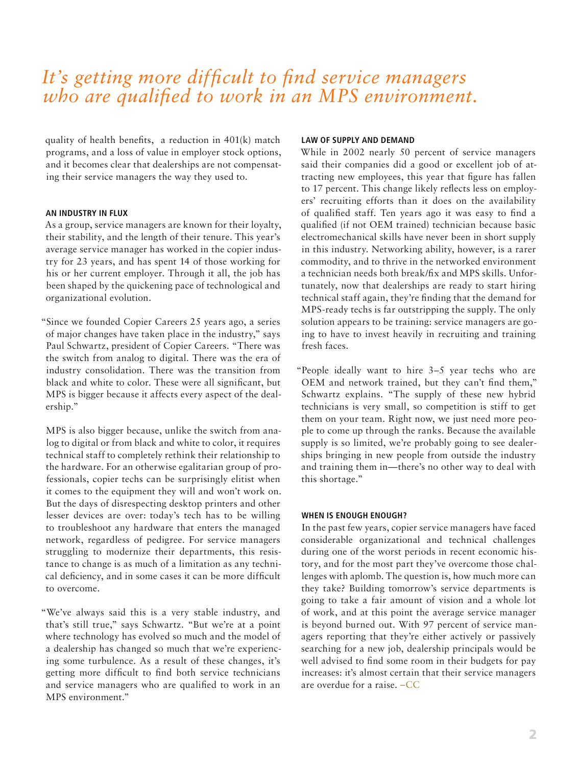*It's getting more difficult to find service managers who are qualified to work in an MPS environment.*

quality of health benefits, a reduction in 401(k) match programs, and a loss of value in employer stock options, and it becomes clear that dealerships are not compensating their service managers the way they used to.

### AN INDUSTRY IN FLUX

As a group, service managers are known for their loyalty, their stability, and the length of their tenure. This year's average service manager has worked in the copier industry for 23 years, and has spent 14 of those working for his or her current employer. Through it all, the job has been shaped by the quickening pace of technological and organizational evolution.

"Since we founded Copier Careers 25 years ago, a series of major changes have taken place in the industry," says Paul Schwartz, president of Copier Careers. "There was the switch from analog to digital. There was the era of industry consolidation. There was the transition from black and white to color. These were all significant, but MPS is bigger because it affects every aspect of the dealership."

MPS is also bigger because, unlike the switch from analog to digital or from black and white to color, it requires technical staff to completely rethink their relationship to the hardware. For an otherwise egalitarian group of professionals, copier techs can be surprisingly elitist when it comes to the equipment they will and won't work on. But the days of disrespecting desktop printers and other lesser devices are over: today's tech has to be willing to troubleshoot any hardware that enters the managed network, regardless of pedigree. For service managers struggling to modernize their departments, this resistance to change is as much of a limitation as any technical deficiency, and in some cases it can be more difficult to overcome.

"We've always said this is a very stable industry, and that's still true," says Schwartz. "But we're at a point where technology has evolved so much and the model of a dealership has changed so much that we're experiencing some turbulence. As a result of these changes, it's getting more difficult to find both service technicians and service managers who are qualified to work in an MPS environment."

### LAW OF SUPPLY AND DEMAND

While in 2002 nearly 50 percent of service managers said their companies did a good or excellent job of attracting new employees, this year that figure has fallen to 17 percent. This change likely reflects less on employers' recruiting efforts than it does on the availability of qualified staff. Ten years ago it was easy to find a qualified (if not OEM trained) technician because basic electromechanical skills have never been in short supply in this industry. Networking ability, however, is a rarer commodity, and to thrive in the networked environment a technician needs both break/fix and MPS skills. Unfortunately, now that dealerships are ready to start hiring technical staff again, they're finding that the demand for MPS-ready techs is far outstripping the supply. The only solution appears to be training: service managers are going to have to invest heavily in recruiting and training fresh faces.

"People ideally want to hire 3–5 year techs who are OEM and network trained, but they can't find them," Schwartz explains. "The supply of these new hybrid technicians is very small, so competition is stiff to get them on your team. Right now, we just need more people to come up through the ranks. Because the available supply is so limited, we're probably going to see dealerships bringing in new people from outside the industry and training them in—there's no other way to deal with this shortage."

### WHEN IS ENOUGH ENOUGH?

In the past few years, copier service managers have faced considerable organizational and technical challenges during one of the worst periods in recent economic history, and for the most part they've overcome those challenges with aplomb. The question is, how much more can they take? Building tomorrow's service departments is going to take a fair amount of vision and a whole lot of work, and at this point the average service manager is beyond burned out. With 97 percent of service managers reporting that they're either actively or passively searching for a new job, dealership principals would be well advised to find some room in their budgets for pay increases: it's almost certain that their service managers are overdue for a raise. –CC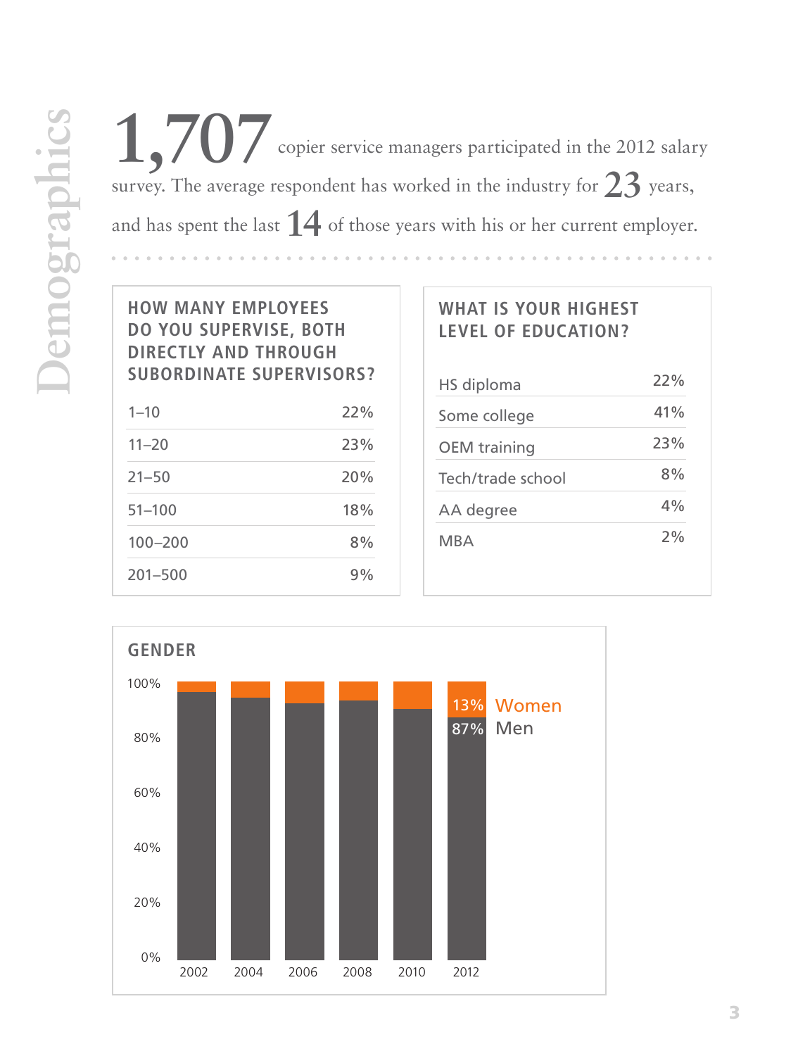# Demographics

**1,707** copier service managers participated in the 2012 salary survey. The average respondent has worked in the industry for **23** years, and has spent the last **14** of those years with his or her current employer.

### HOW MANY EMPLOYEES DO YOU SUPERVISE, BOTH DIRECTLY AND THROUGH SUBORDINATE SUPERVISORS?

| | |
|---|---|
| 1–10 | 22% |
| 11–20 | 23% |
| 21–50 | 20% |
| 51–100 | 18% |
| 100–200 | 8% |
| 201–500 | 9% |

### WHAT IS YOUR HIGHEST LEVEL OF EDUCATION?

| | |
|---|---|
| HS diploma | 22% |
| Some college | 41% |
| OEM training | 23% |
| Tech/trade school | 8% |
| AA degree | 4% |
| MBA | 2% |

### GENDER

2012: 13% Women, 87% Men

100%, 80%, 60%, 40%, 20%, 0%

2002, 2004, 2006, 2008, 2010, 2012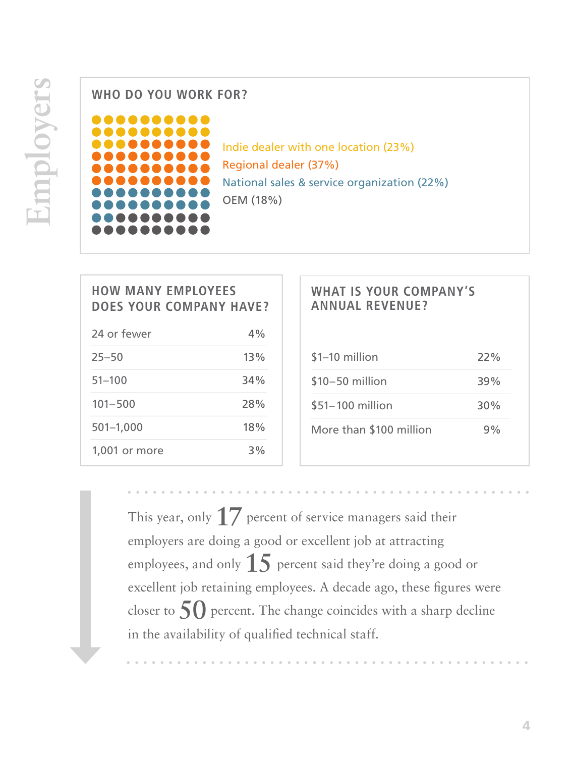# Employers

## WHO DO YOU WORK FOR?

- Indie dealer with one location (23%)
- Regional dealer (37%)
- National sales & service organization (22%)
- OEM (18%)

## HOW MANY EMPLOYEES DOES YOUR COMPANY HAVE?

| Employees | Percent |
|---|---|
| 24 or fewer | 4% |
| 25–50 | 13% |
| 51–100 | 34% |
| 101–500 | 28% |
| 501–1,000 | 18% |
| 1,001 or more | 3% |

## WHAT IS YOUR COMPANY'S ANNUAL REVENUE?

| Revenue | Percent |
|---|---|
| $1–10 million | 22% |
| $10–50 million | 39% |
| $51–100 million | 30% |
| More than $100 million | 9% |

This year, only **17** percent of service managers said their employers are doing a good or excellent job at attracting employees, and only **15** percent said they're doing a good or excellent job retaining employees. A decade ago, these figures were closer to **50** percent. The change coincides with a sharp decline in the availability of qualified technical staff.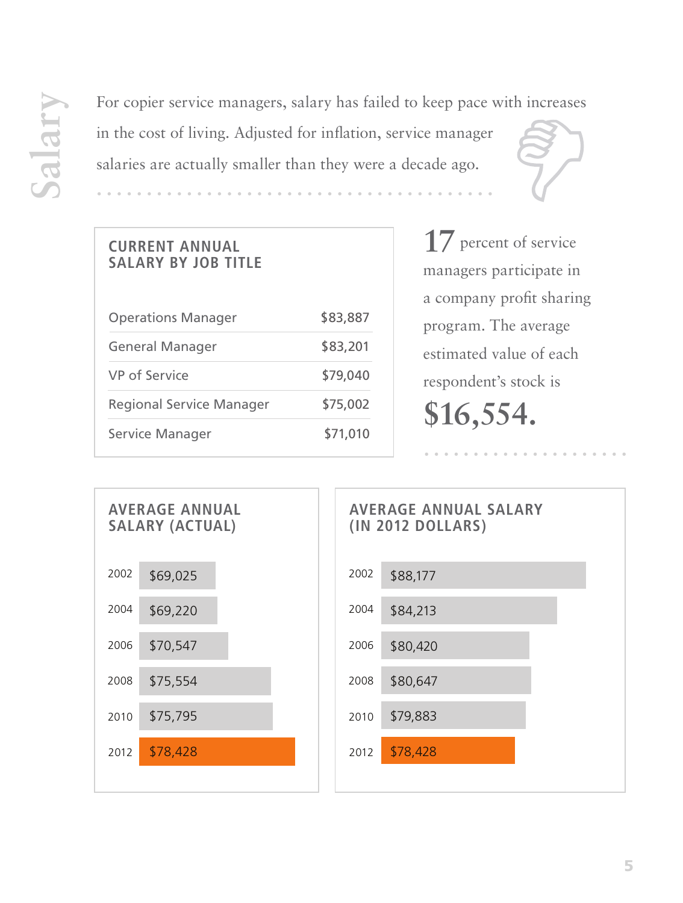# Salary

For copier service managers, salary has failed to keep pace with increases in the cost of living. Adjusted for inflation, service manager salaries are actually smaller than they were a decade ago.

## CURRENT ANNUAL SALARY BY JOB TITLE

| Job Title | Salary |
|---|---|
| Operations Manager | $83,887 |
| General Manager | $83,201 |
| VP of Service | $79,040 |
| Regional Service Manager | $75,002 |
| Service Manager | $71,010 |

**17** percent of service managers participate in a company profit sharing program. The average estimated value of each respondent's stock is **$16,554.**

## AVERAGE ANNUAL SALARY (ACTUAL)

| Year | Salary |
|---|---|
| 2002 | $69,025 |
| 2004 | $69,220 |
| 2006 | $70,547 |
| 2008 | $75,554 |
| 2010 | $75,795 |
| 2012 | $78,428 |

## AVERAGE ANNUAL SALARY (IN 2012 DOLLARS)

| Year | Salary |
|---|---|
| 2002 | $88,177 |
| 2004 | $84,213 |
| 2006 | $80,420 |
| 2008 | $80,647 |
| 2010 | $79,883 |
| 2012 | $78,428 |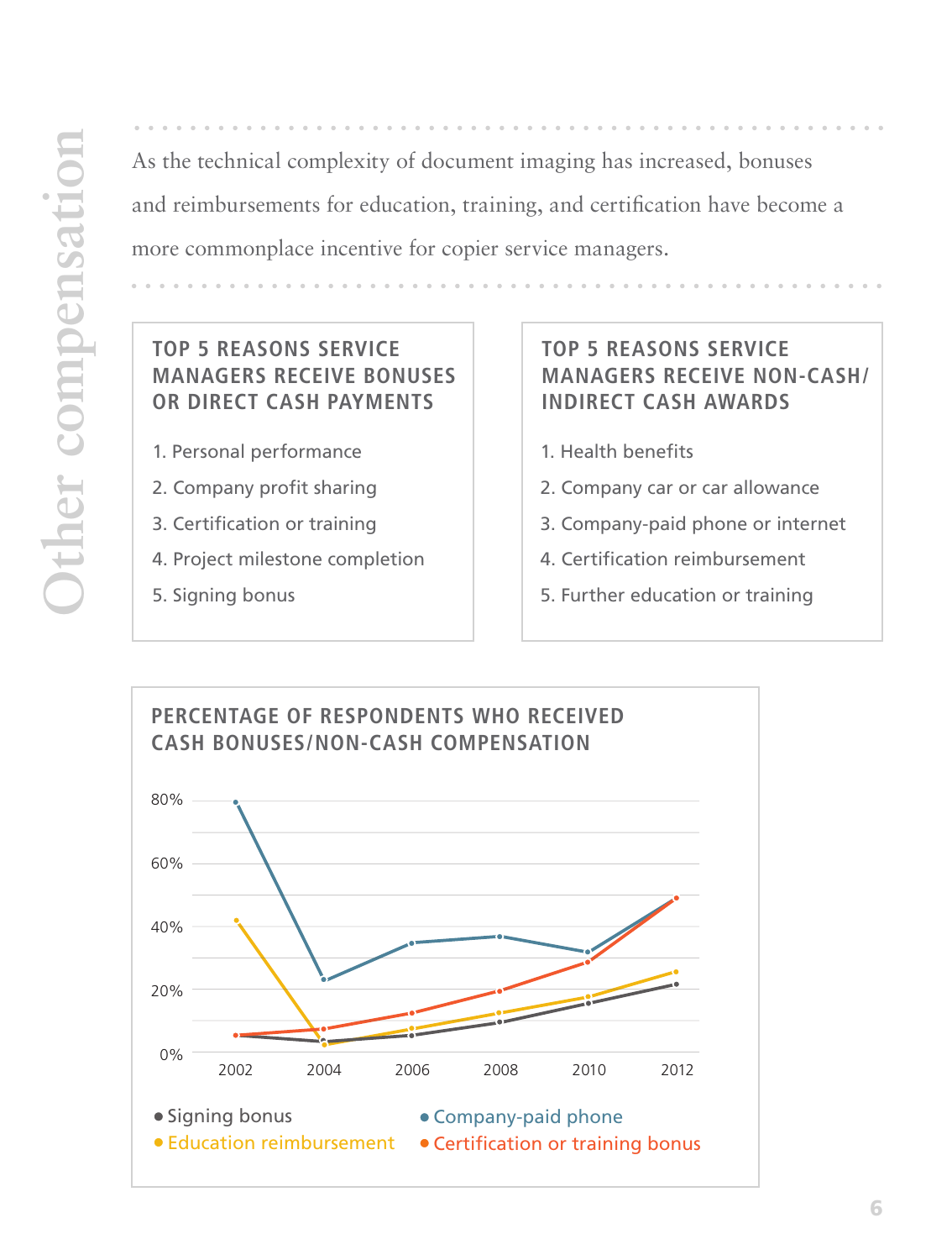# Other compensation

As the technical complexity of document imaging has increased, bonuses and reimbursements for education, training, and certification have become a more commonplace incentive for copier service managers.

### TOP 5 REASONS SERVICE MANAGERS RECEIVE BONUSES OR DIRECT CASH PAYMENTS

1. Personal performance
2. Company profit sharing
3. Certification or training
4. Project milestone completion
5. Signing bonus

### TOP 5 REASONS SERVICE MANAGERS RECEIVE NON-CASH/ INDIRECT CASH AWARDS

1. Health benefits
2. Company car or car allowance
3. Company-paid phone or internet
4. Certification reimbursement
5. Further education or training

### PERCENTAGE OF RESPONDENTS WHO RECEIVED CASH BONUSES/NON-CASH COMPENSATION

80%
60%
40%
20%
0%

2002 2004 2006 2008 2010 2012

- Signing bonus
- Company-paid phone
- Education reimbursement
- Certification or training bonus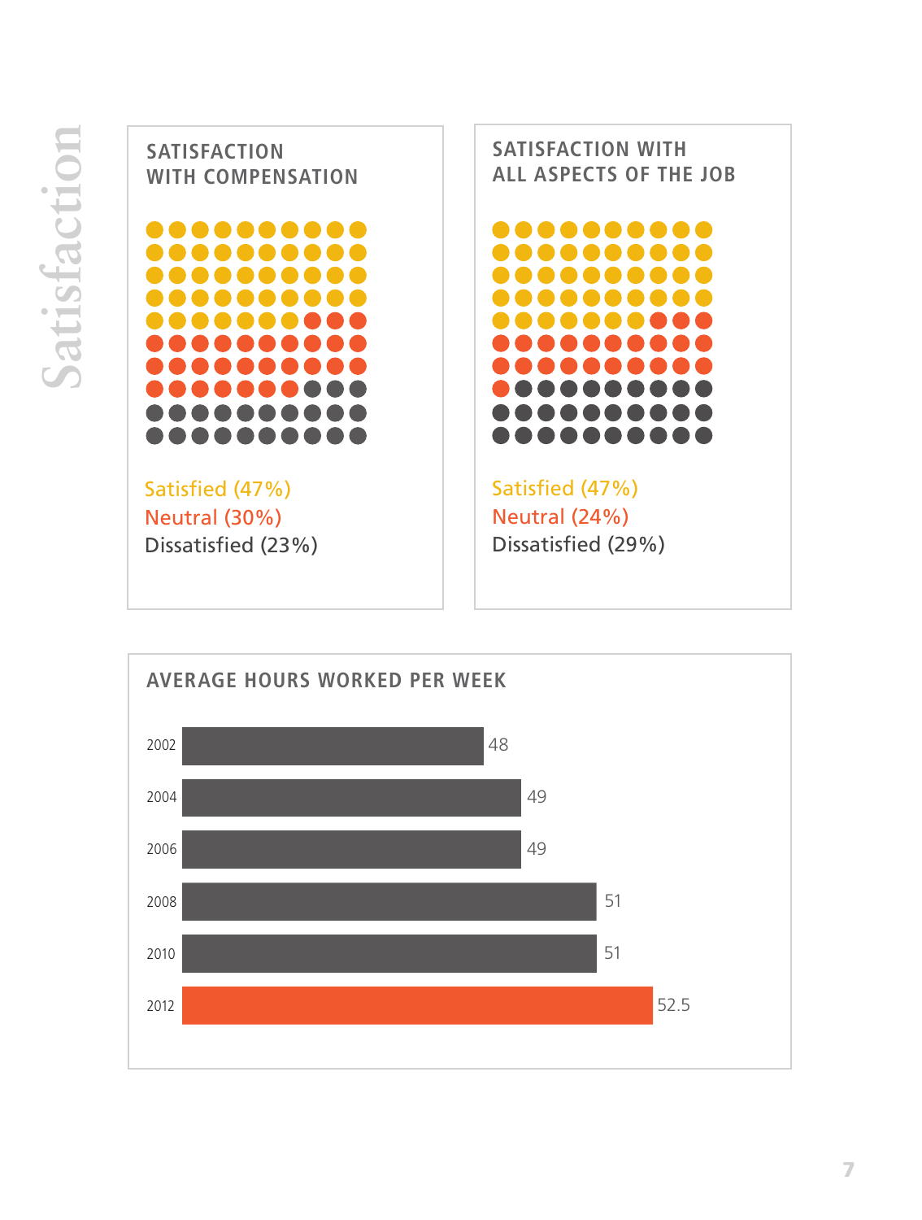# Satisfaction

## SATISFACTION WITH COMPENSATION

Satisfied (47%)
Neutral (30%)
Dissatisfied (23%)

## SATISFACTION WITH ALL ASPECTS OF THE JOB

Satisfied (47%)
Neutral (24%)
Dissatisfied (29%)

## AVERAGE HOURS WORKED PER WEEK

| Year | Hours |
|---|---|
| 2002 | 48 |
| 2004 | 49 |
| 2006 | 49 |
| 2008 | 51 |
| 2010 | 51 |
| 2012 | 52.5 |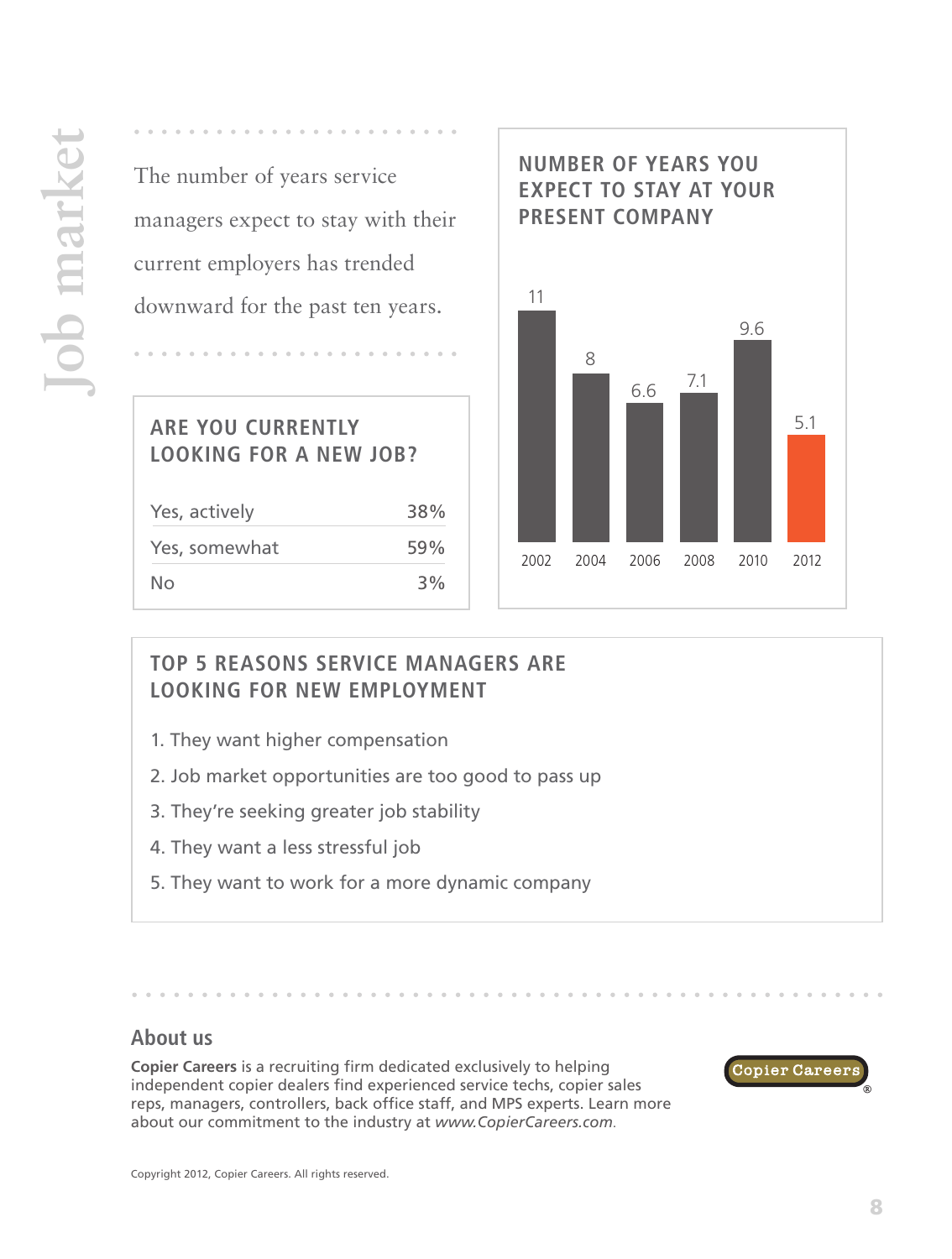# Job market

The number of years service managers expect to stay with their current employers has trended downward for the past ten years.

## ARE YOU CURRENTLY LOOKING FOR A NEW JOB?

| | |
|---|---|
| Yes, actively | 38% |
| Yes, somewhat | 59% |
| No | 3% |

## NUMBER OF YEARS YOU EXPECT TO STAY AT YOUR PRESENT COMPANY

11
8
6.6
7.1
9.6
5.1

2002 2004 2006 2008 2010 2012

## TOP 5 REASONS SERVICE MANAGERS ARE LOOKING FOR NEW EMPLOYMENT

1. They want higher compensation
2. Job market opportunities are too good to pass up
3. They're seeking greater job stability
4. They want a less stressful job
5. They want to work for a more dynamic company

## About us

**Copier Careers** is a recruiting firm dedicated exclusively to helping independent copier dealers find experienced service techs, copier sales reps, managers, controllers, back office staff, and MPS experts. Learn more about our commitment to the industry at *www.CopierCareers.com*.

Copier Careers®

Copyright 2012, Copier Careers. All rights reserved.